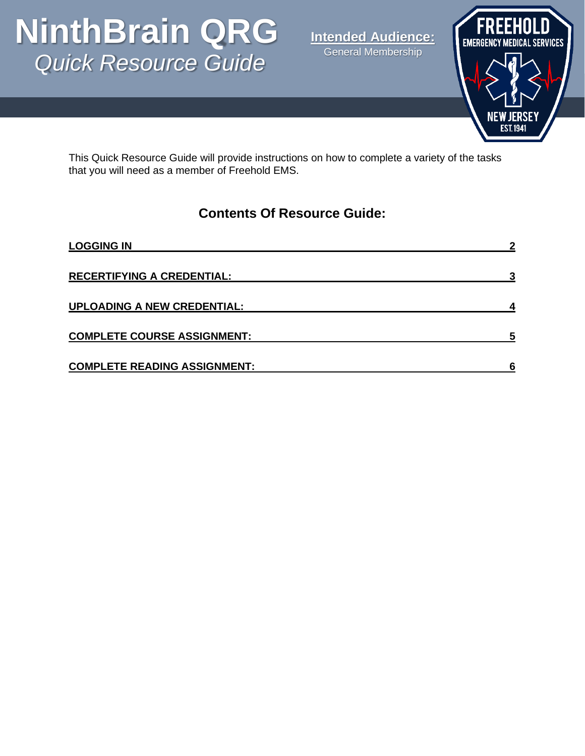# NinthBrain QRG
*Quick Resource Guide*

**Intended Audience:**
General Membership

This Quick Resource Guide will provide instructions on how to complete a variety of the tasks that you will need as a member of Freehold EMS.

## Contents Of Resource Guide:

| Section | Page |
| --- | --- |
| **LOGGING IN** | **2** |
| **RECERTIFYING A CREDENTIAL:** | **3** |
| **UPLOADING A NEW CREDENTIAL:** | **4** |
| **COMPLETE COURSE ASSIGNMENT:** | **5** |
| **COMPLETE READING ASSIGNMENT:** | **6** |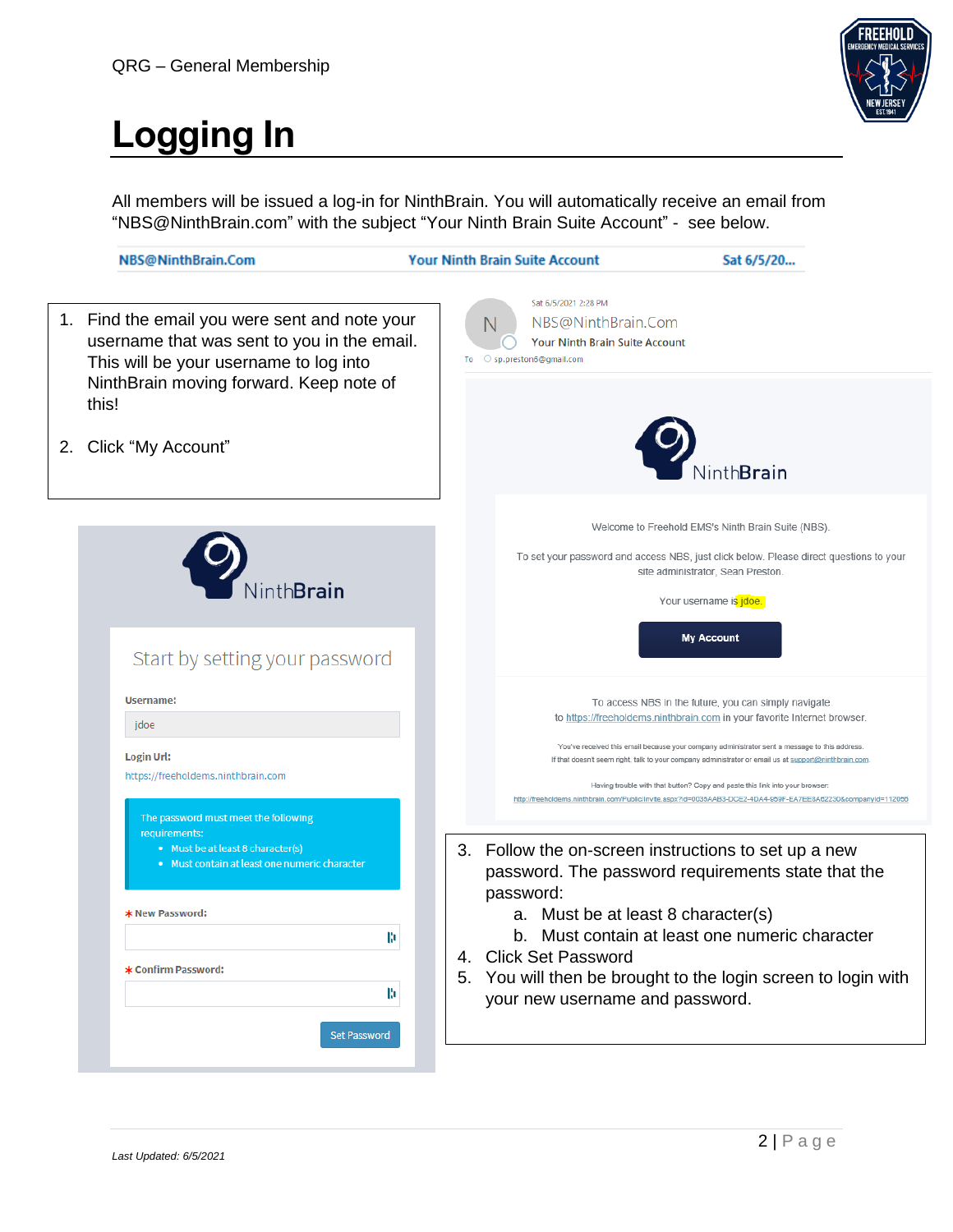# Logging In

All members will be issued a log-in for NinthBrain. You will automatically receive an email from "NBS@NinthBrain.com" with the subject "Your Ninth Brain Suite Account" - see below.

| NBS@NinthBrain.Com | Your Ninth Brain Suite Account | Sat 6/5/20... |
|---|---|---|

1. Find the email you were sent and note your username that was sent to you in the email. This will be your username to log into NinthBrain moving forward. Keep note of this!

2. Click "My Account"

Sat 6/5/2021 2:28 PM
NBS@NinthBrain.Com
Your Ninth Brain Suite Account
To sp.preston5@gmail.com

NinthBrain

Welcome to Freehold EMS's Ninth Brain Suite (NBS).

To set your password and access NBS, just click below. Please direct questions to your site administrator, Sean Preston.

Your username is jdoe.

**My Account**

To access NBS in the future, you can simply navigate to https://freeholdems.ninthbrain.com in your favorite Internet browser.

You've received this email because your company administrator sent a message to this address. If that doesn't seem right, talk to your company administrator or email us at support@ninthbrain.com.

Having trouble with that button? Copy and paste this link into your browser: http://freeholdems.ninthbrain.com/Public/Invite.aspx?id=0035AAB3-DCE2-4DA4-859F-EA7EE8A62230&companyid=112056

NinthBrain

Start by setting your password

**Username:**
jdoe

**Login Url:**
https://freeholdems.ninthbrain.com

The password must meet the following requirements:
- Must be at least 8 character(s)
- Must contain at least one numeric character

\* **New Password:**

\* **Confirm Password:**

Set Password

3. Follow the on-screen instructions to set up a new password. The password requirements state that the password:
   a. Must be at least 8 character(s)
   b. Must contain at least one numeric character
4. Click Set Password
5. You will then be brought to the login screen to login with your new username and password.

*Last Updated: 6/5/2021*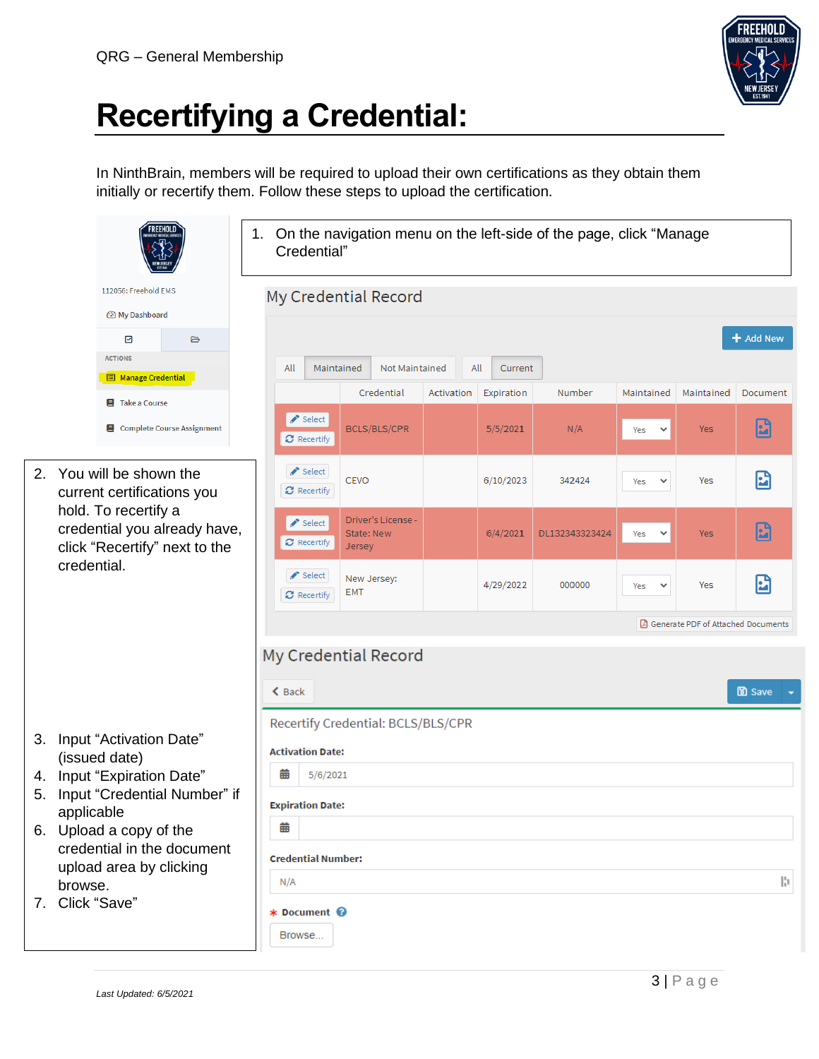# Recertifying a Credential:

In NinthBrain, members will be required to upload their own certifications as they obtain them initially or recertify them. Follow these steps to upload the certification.

1. On the navigation menu on the left-side of the page, click "Manage Credential"

112056: Freehold EMS

My Dashboard

ACTIONS

Manage Credential

Take a Course

Complete Course Assignment

## My Credential Record

+ Add New

All | Maintained | Not Maintained | All | Current

| | Credential | Activation | Expiration | Number | Maintained | Maintained | Document |
|---|---|---|---|---|---|---|---|
| Select / Recertify | BCLS/BLS/CPR | | 5/5/2021 | N/A | Yes | Yes | |
| Select / Recertify | CEVO | | 6/10/2023 | 342424 | Yes | Yes | |
| Select / Recertify | Driver's License - State: New Jersey | | 6/4/2021 | DL132343323424 | Yes | Yes | |
| Select / Recertify | New Jersey: EMT | | 4/29/2022 | 000000 | Yes | Yes | |

Generate PDF of Attached Documents

2. You will be shown the current certifications you hold. To recertify a credential you already have, click "Recertify" next to the credential.

## My Credential Record

Back

Save

Recertify Credential: BCLS/BLS/CPR

**Activation Date:** 5/6/2021

**Expiration Date:**

**Credential Number:** N/A

* **Document**

Browse...

3. Input "Activation Date" (issued date)
4. Input "Expiration Date"
5. Input "Credential Number" if applicable
6. Upload a copy of the credential in the document upload area by clicking browse.
7. Click "Save"

*Last Updated: 6/5/2021*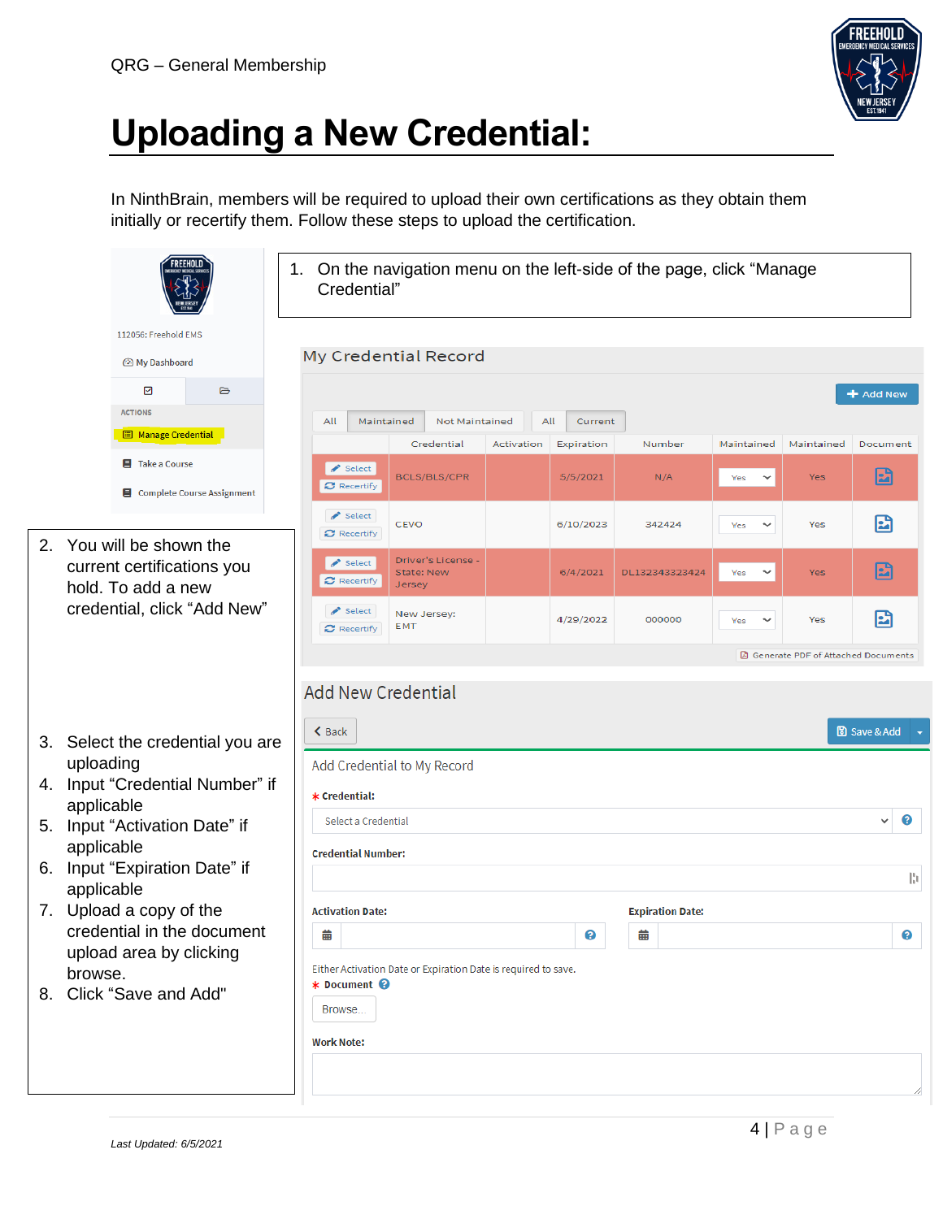# Uploading a New Credential:

In NinthBrain, members will be required to upload their own certifications as they obtain them initially or recertify them. Follow these steps to upload the certification.

1. On the navigation menu on the left-side of the page, click “Manage Credential”

2. You will be shown the current certifications you hold. To add a new credential, click “Add New”

3. Select the credential you are uploading
4. Input “Credential Number” if applicable
5. Input “Activation Date” if applicable
6. Input “Expiration Date” if applicable
7. Upload a copy of the credential in the document upload area by clicking browse.
8. Click “Save and Add"

*Last Updated: 6/5/2021*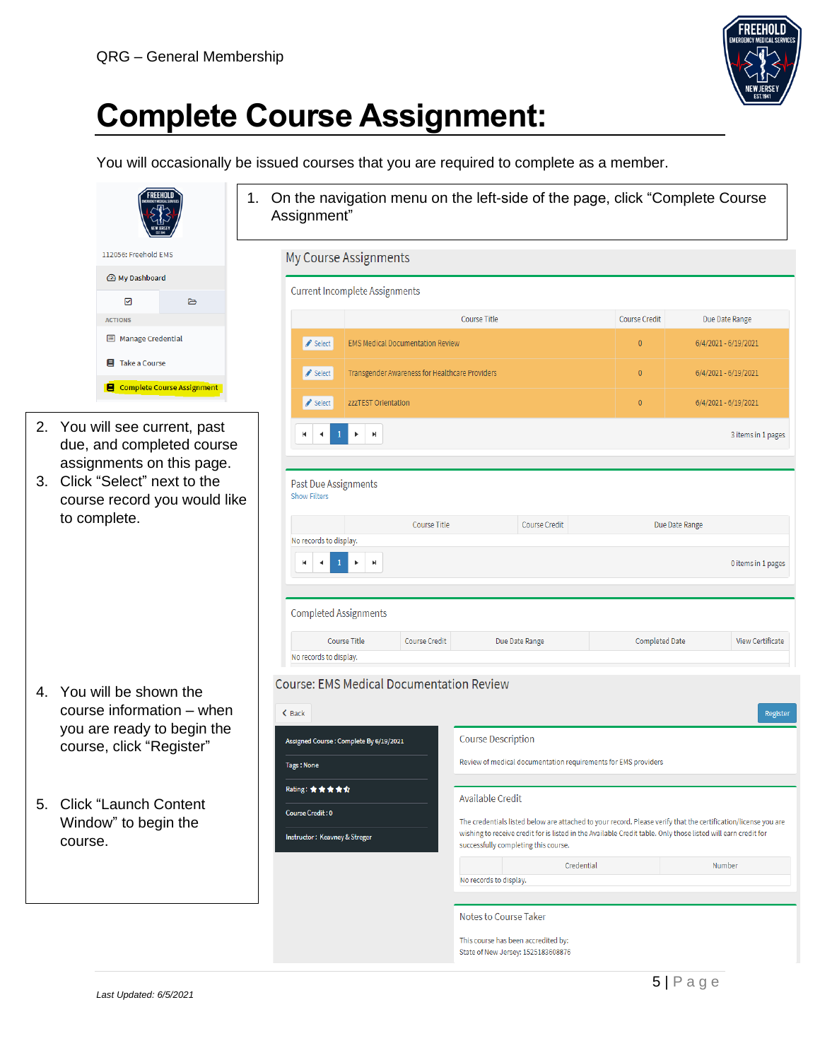# Complete Course Assignment:

You will occasionally be issued courses that you are required to complete as a member.

1. On the navigation menu on the left-side of the page, click "Complete Course Assignment"

2. You will see current, past due, and completed course assignments on this page.
3. Click "Select" next to the course record you would like to complete.

4. You will be shown the course information – when you are ready to begin the course, click "Register"

5. Click "Launch Content Window" to begin the course.

*Last Updated: 6/5/2021*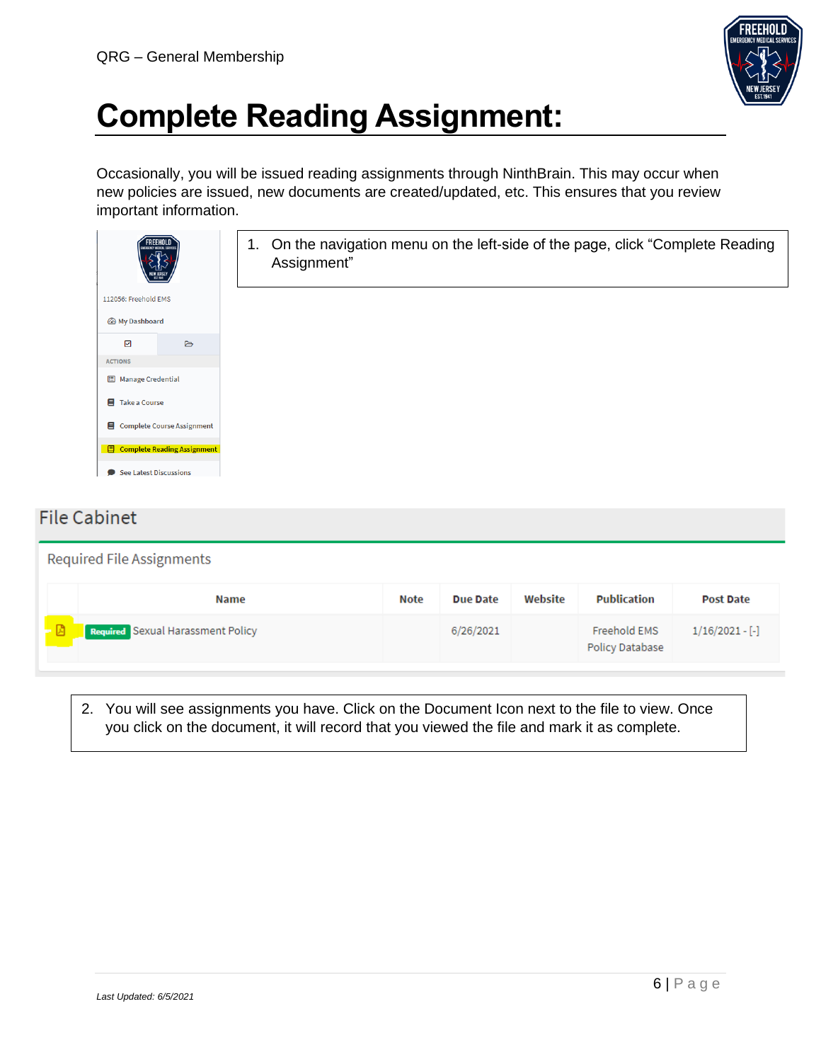# Complete Reading Assignment:

Occasionally, you will be issued reading assignments through NinthBrain. This may occur when new policies are issued, new documents are created/updated, etc. This ensures that you review important information.

112056: Freehold EMS

My Dashboard

ACTIONS

Manage Credential

Take a Course

Complete Course Assignment

Complete Reading Assignment

See Latest Discussions

1. On the navigation menu on the left-side of the page, click "Complete Reading Assignment"

File Cabinet

Required File Assignments

| | Name | Note | Due Date | Website | Publication | Post Date |
|---|---|---|---|---|---|---|
| | Required Sexual Harassment Policy | | 6/26/2021 | | Freehold EMS Policy Database | 1/16/2021 - [-] |

2. You will see assignments you have. Click on the Document Icon next to the file to view. Once you click on the document, it will record that you viewed the file and mark it as complete.

*Last Updated: 6/5/2021*